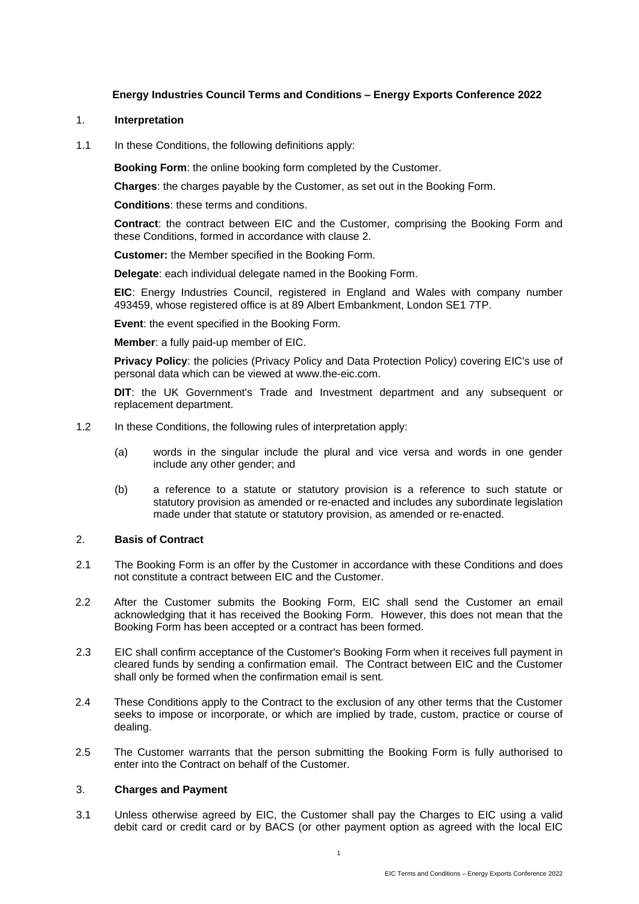**Energy Industries Council Terms and Conditions – Energy Exports Conference 2022**

## 1. Interpretation

1.1 In these Conditions, the following definitions apply:

**Booking Form**: the online booking form completed by the Customer.

**Charges**: the charges payable by the Customer, as set out in the Booking Form.

**Conditions**: these terms and conditions.

**Contract**: the contract between EIC and the Customer, comprising the Booking Form and these Conditions, formed in accordance with clause 2.

**Customer:** the Member specified in the Booking Form.

**Delegate**: each individual delegate named in the Booking Form.

**EIC**: Energy Industries Council, registered in England and Wales with company number 493459, whose registered office is at 89 Albert Embankment, London SE1 7TP.

**Event**: the event specified in the Booking Form.

**Member**: a fully paid-up member of EIC.

**Privacy Policy**: the policies (Privacy Policy and Data Protection Policy) covering EIC's use of personal data which can be viewed at www.the-eic.com.

**DIT**: the UK Government's Trade and Investment department and any subsequent or replacement department.

1.2 In these Conditions, the following rules of interpretation apply:

(a) words in the singular include the plural and vice versa and words in one gender include any other gender; and

(b) a reference to a statute or statutory provision is a reference to such statute or statutory provision as amended or re-enacted and includes any subordinate legislation made under that statute or statutory provision, as amended or re-enacted.

## 2. Basis of Contract

2.1 The Booking Form is an offer by the Customer in accordance with these Conditions and does not constitute a contract between EIC and the Customer.

2.2 After the Customer submits the Booking Form, EIC shall send the Customer an email acknowledging that it has received the Booking Form. However, this does not mean that the Booking Form has been accepted or a contract has been formed.

2.3 EIC shall confirm acceptance of the Customer's Booking Form when it receives full payment in cleared funds by sending a confirmation email. The Contract between EIC and the Customer shall only be formed when the confirmation email is sent.

2.4 These Conditions apply to the Contract to the exclusion of any other terms that the Customer seeks to impose or incorporate, or which are implied by trade, custom, practice or course of dealing.

2.5 The Customer warrants that the person submitting the Booking Form is fully authorised to enter into the Contract on behalf of the Customer.

## 3. Charges and Payment

3.1 Unless otherwise agreed by EIC, the Customer shall pay the Charges to EIC using a valid debit card or credit card or by BACS (or other payment option as agreed with the local EIC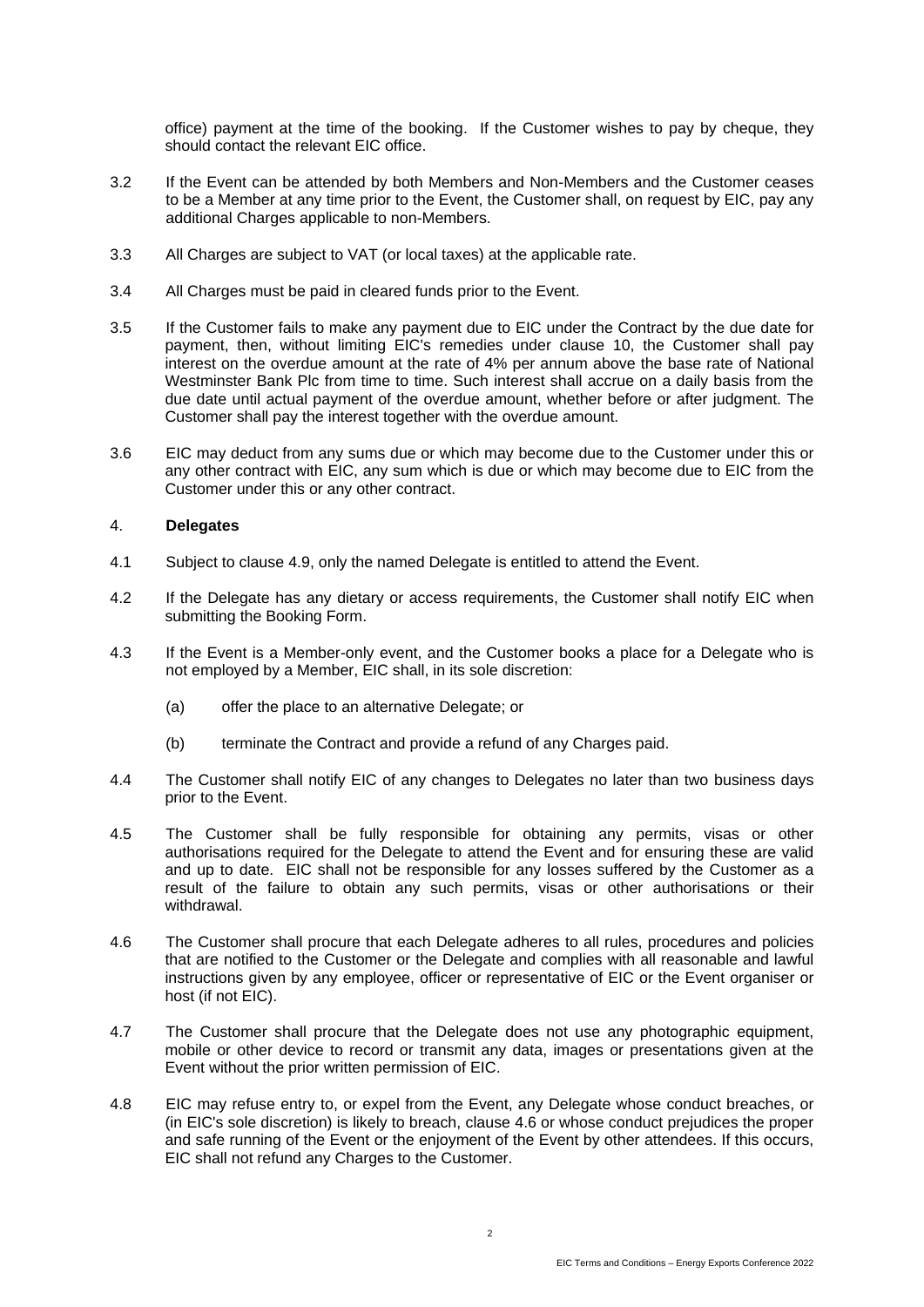office) payment at the time of the booking. If the Customer wishes to pay by cheque, they should contact the relevant EIC office.

3.2 If the Event can be attended by both Members and Non-Members and the Customer ceases to be a Member at any time prior to the Event, the Customer shall, on request by EIC, pay any additional Charges applicable to non-Members.

3.3 All Charges are subject to VAT (or local taxes) at the applicable rate.

3.4 All Charges must be paid in cleared funds prior to the Event.

3.5 If the Customer fails to make any payment due to EIC under the Contract by the due date for payment, then, without limiting EIC's remedies under clause 10, the Customer shall pay interest on the overdue amount at the rate of 4% per annum above the base rate of National Westminster Bank Plc from time to time. Such interest shall accrue on a daily basis from the due date until actual payment of the overdue amount, whether before or after judgment. The Customer shall pay the interest together with the overdue amount.

3.6 EIC may deduct from any sums due or which may become due to the Customer under this or any other contract with EIC, any sum which is due or which may become due to EIC from the Customer under this or any other contract.

## 4. **Delegates**

4.1 Subject to clause 4.9, only the named Delegate is entitled to attend the Event.

4.2 If the Delegate has any dietary or access requirements, the Customer shall notify EIC when submitting the Booking Form.

4.3 If the Event is a Member-only event, and the Customer books a place for a Delegate who is not employed by a Member, EIC shall, in its sole discretion:

(a) offer the place to an alternative Delegate; or

(b) terminate the Contract and provide a refund of any Charges paid.

4.4 The Customer shall notify EIC of any changes to Delegates no later than two business days prior to the Event.

4.5 The Customer shall be fully responsible for obtaining any permits, visas or other authorisations required for the Delegate to attend the Event and for ensuring these are valid and up to date. EIC shall not be responsible for any losses suffered by the Customer as a result of the failure to obtain any such permits, visas or other authorisations or their withdrawal.

4.6 The Customer shall procure that each Delegate adheres to all rules, procedures and policies that are notified to the Customer or the Delegate and complies with all reasonable and lawful instructions given by any employee, officer or representative of EIC or the Event organiser or host (if not EIC).

4.7 The Customer shall procure that the Delegate does not use any photographic equipment, mobile or other device to record or transmit any data, images or presentations given at the Event without the prior written permission of EIC.

4.8 EIC may refuse entry to, or expel from the Event, any Delegate whose conduct breaches, or (in EIC's sole discretion) is likely to breach, clause 4.6 or whose conduct prejudices the proper and safe running of the Event or the enjoyment of the Event by other attendees. If this occurs, EIC shall not refund any Charges to the Customer.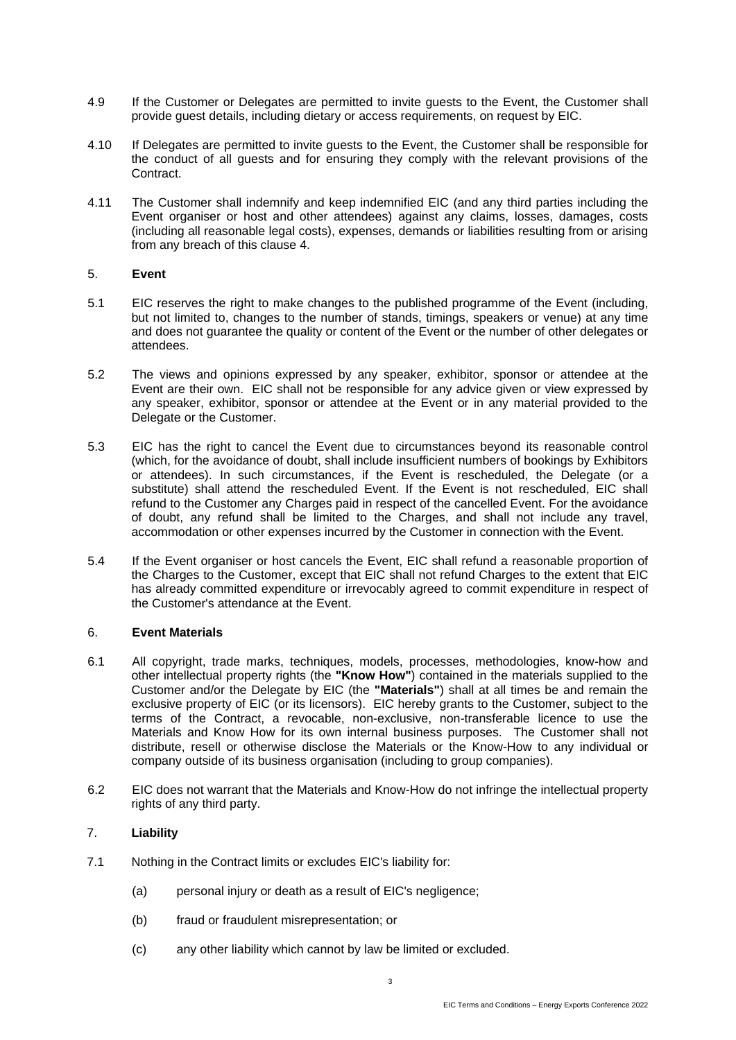4.9 If the Customer or Delegates are permitted to invite guests to the Event, the Customer shall provide guest details, including dietary or access requirements, on request by EIC.

4.10 If Delegates are permitted to invite guests to the Event, the Customer shall be responsible for the conduct of all guests and for ensuring they comply with the relevant provisions of the Contract.

4.11 The Customer shall indemnify and keep indemnified EIC (and any third parties including the Event organiser or host and other attendees) against any claims, losses, damages, costs (including all reasonable legal costs), expenses, demands or liabilities resulting from or arising from any breach of this clause 4.

## 5. Event

5.1 EIC reserves the right to make changes to the published programme of the Event (including, but not limited to, changes to the number of stands, timings, speakers or venue) at any time and does not guarantee the quality or content of the Event or the number of other delegates or attendees.

5.2 The views and opinions expressed by any speaker, exhibitor, sponsor or attendee at the Event are their own. EIC shall not be responsible for any advice given or view expressed by any speaker, exhibitor, sponsor or attendee at the Event or in any material provided to the Delegate or the Customer.

5.3 EIC has the right to cancel the Event due to circumstances beyond its reasonable control (which, for the avoidance of doubt, shall include insufficient numbers of bookings by Exhibitors or attendees). In such circumstances, if the Event is rescheduled, the Delegate (or a substitute) shall attend the rescheduled Event. If the Event is not rescheduled, EIC shall refund to the Customer any Charges paid in respect of the cancelled Event. For the avoidance of doubt, any refund shall be limited to the Charges, and shall not include any travel, accommodation or other expenses incurred by the Customer in connection with the Event.

5.4 If the Event organiser or host cancels the Event, EIC shall refund a reasonable proportion of the Charges to the Customer, except that EIC shall not refund Charges to the extent that EIC has already committed expenditure or irrevocably agreed to commit expenditure in respect of the Customer's attendance at the Event.

## 6. Event Materials

6.1 All copyright, trade marks, techniques, models, processes, methodologies, know-how and other intellectual property rights (the **"Know How"**) contained in the materials supplied to the Customer and/or the Delegate by EIC (the **"Materials"**) shall at all times be and remain the exclusive property of EIC (or its licensors). EIC hereby grants to the Customer, subject to the terms of the Contract, a revocable, non-exclusive, non-transferable licence to use the Materials and Know How for its own internal business purposes. The Customer shall not distribute, resell or otherwise disclose the Materials or the Know-How to any individual or company outside of its business organisation (including to group companies).

6.2 EIC does not warrant that the Materials and Know-How do not infringe the intellectual property rights of any third party.

## 7. Liability

7.1 Nothing in the Contract limits or excludes EIC's liability for:

(a) personal injury or death as a result of EIC's negligence;

(b) fraud or fraudulent misrepresentation; or

(c) any other liability which cannot by law be limited or excluded.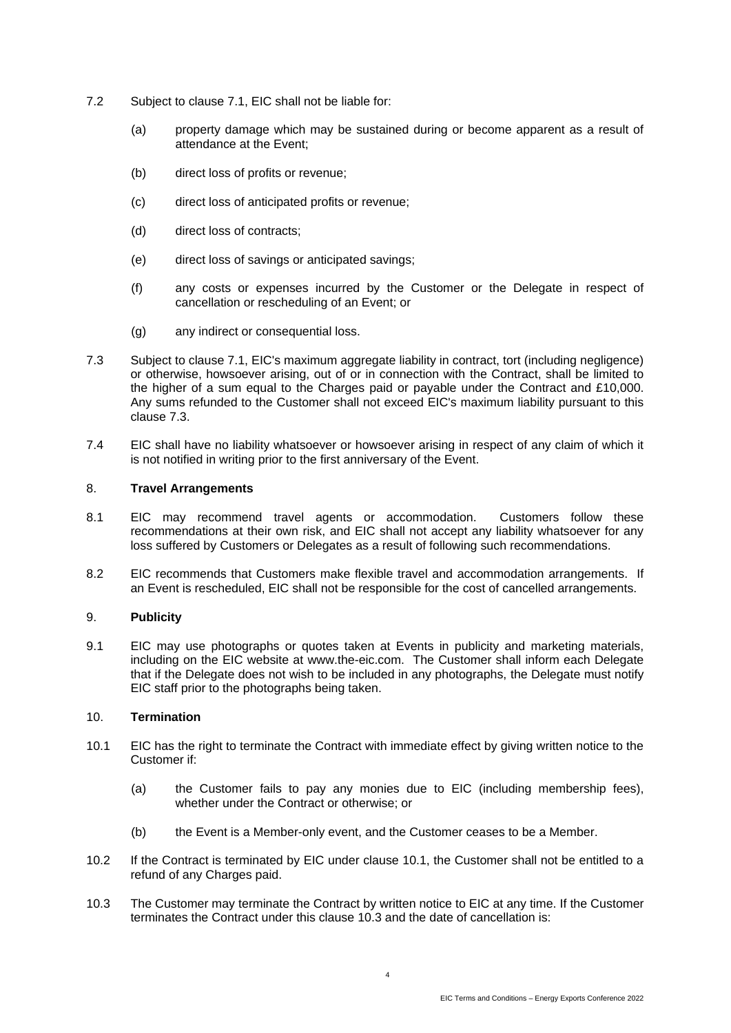7.2 Subject to clause 7.1, EIC shall not be liable for:

(a) property damage which may be sustained during or become apparent as a result of attendance at the Event;

(b) direct loss of profits or revenue;

(c) direct loss of anticipated profits or revenue;

(d) direct loss of contracts;

(e) direct loss of savings or anticipated savings;

(f) any costs or expenses incurred by the Customer or the Delegate in respect of cancellation or rescheduling of an Event; or

(g) any indirect or consequential loss.

7.3 Subject to clause 7.1, EIC's maximum aggregate liability in contract, tort (including negligence) or otherwise, howsoever arising, out of or in connection with the Contract, shall be limited to the higher of a sum equal to the Charges paid or payable under the Contract and £10,000. Any sums refunded to the Customer shall not exceed EIC's maximum liability pursuant to this clause 7.3.

7.4 EIC shall have no liability whatsoever or howsoever arising in respect of any claim of which it is not notified in writing prior to the first anniversary of the Event.

## 8. **Travel Arrangements**

8.1 EIC may recommend travel agents or accommodation. Customers follow these recommendations at their own risk, and EIC shall not accept any liability whatsoever for any loss suffered by Customers or Delegates as a result of following such recommendations.

8.2 EIC recommends that Customers make flexible travel and accommodation arrangements. If an Event is rescheduled, EIC shall not be responsible for the cost of cancelled arrangements.

## 9. **Publicity**

9.1 EIC may use photographs or quotes taken at Events in publicity and marketing materials, including on the EIC website at www.the-eic.com. The Customer shall inform each Delegate that if the Delegate does not wish to be included in any photographs, the Delegate must notify EIC staff prior to the photographs being taken.

## 10. **Termination**

10.1 EIC has the right to terminate the Contract with immediate effect by giving written notice to the Customer if:

(a) the Customer fails to pay any monies due to EIC (including membership fees), whether under the Contract or otherwise; or

(b) the Event is a Member-only event, and the Customer ceases to be a Member.

10.2 If the Contract is terminated by EIC under clause 10.1, the Customer shall not be entitled to a refund of any Charges paid.

10.3 The Customer may terminate the Contract by written notice to EIC at any time. If the Customer terminates the Contract under this clause 10.3 and the date of cancellation is: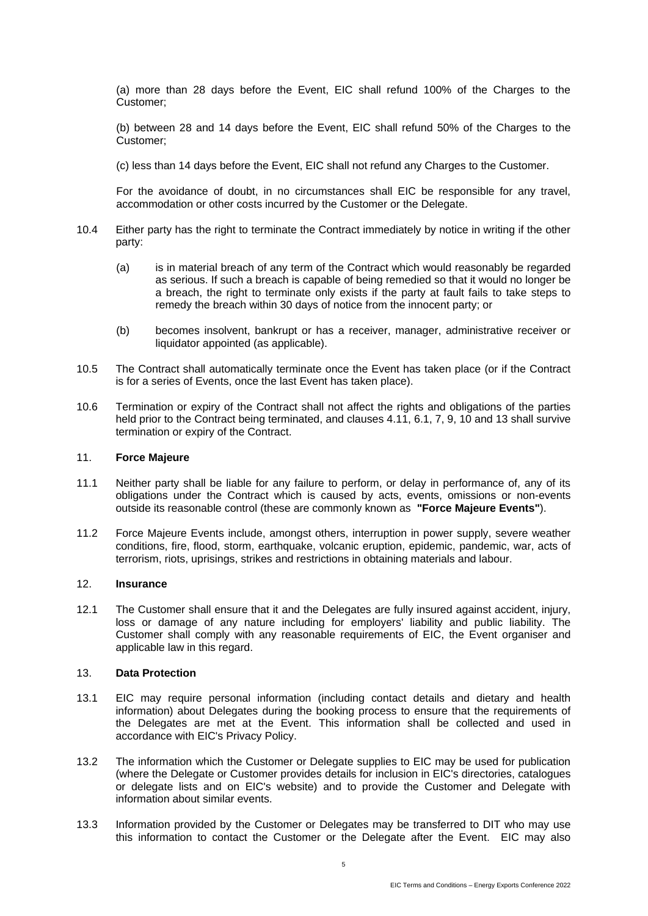(a) more than 28 days before the Event, EIC shall refund 100% of the Charges to the Customer;

(b) between 28 and 14 days before the Event, EIC shall refund 50% of the Charges to the Customer;

(c) less than 14 days before the Event, EIC shall not refund any Charges to the Customer.

For the avoidance of doubt, in no circumstances shall EIC be responsible for any travel, accommodation or other costs incurred by the Customer or the Delegate.

10.4 Either party has the right to terminate the Contract immediately by notice in writing if the other party:

(a) is in material breach of any term of the Contract which would reasonably be regarded as serious. If such a breach is capable of being remedied so that it would no longer be a breach, the right to terminate only exists if the party at fault fails to take steps to remedy the breach within 30 days of notice from the innocent party; or

(b) becomes insolvent, bankrupt or has a receiver, manager, administrative receiver or liquidator appointed (as applicable).

10.5 The Contract shall automatically terminate once the Event has taken place (or if the Contract is for a series of Events, once the last Event has taken place).

10.6 Termination or expiry of the Contract shall not affect the rights and obligations of the parties held prior to the Contract being terminated, and clauses 4.11, 6.1, 7, 9, 10 and 13 shall survive termination or expiry of the Contract.

## 11. **Force Majeure**

11.1 Neither party shall be liable for any failure to perform, or delay in performance of, any of its obligations under the Contract which is caused by acts, events, omissions or non-events outside its reasonable control (these are commonly known as **"Force Majeure Events"**).

11.2 Force Majeure Events include, amongst others, interruption in power supply, severe weather conditions, fire, flood, storm, earthquake, volcanic eruption, epidemic, pandemic, war, acts of terrorism, riots, uprisings, strikes and restrictions in obtaining materials and labour.

## 12. **Insurance**

12.1 The Customer shall ensure that it and the Delegates are fully insured against accident, injury, loss or damage of any nature including for employers' liability and public liability. The Customer shall comply with any reasonable requirements of EIC, the Event organiser and applicable law in this regard.

## 13. **Data Protection**

13.1 EIC may require personal information (including contact details and dietary and health information) about Delegates during the booking process to ensure that the requirements of the Delegates are met at the Event. This information shall be collected and used in accordance with EIC's Privacy Policy.

13.2 The information which the Customer or Delegate supplies to EIC may be used for publication (where the Delegate or Customer provides details for inclusion in EIC's directories, catalogues or delegate lists and on EIC's website) and to provide the Customer and Delegate with information about similar events.

13.3 Information provided by the Customer or Delegates may be transferred to DIT who may use this information to contact the Customer or the Delegate after the Event. EIC may also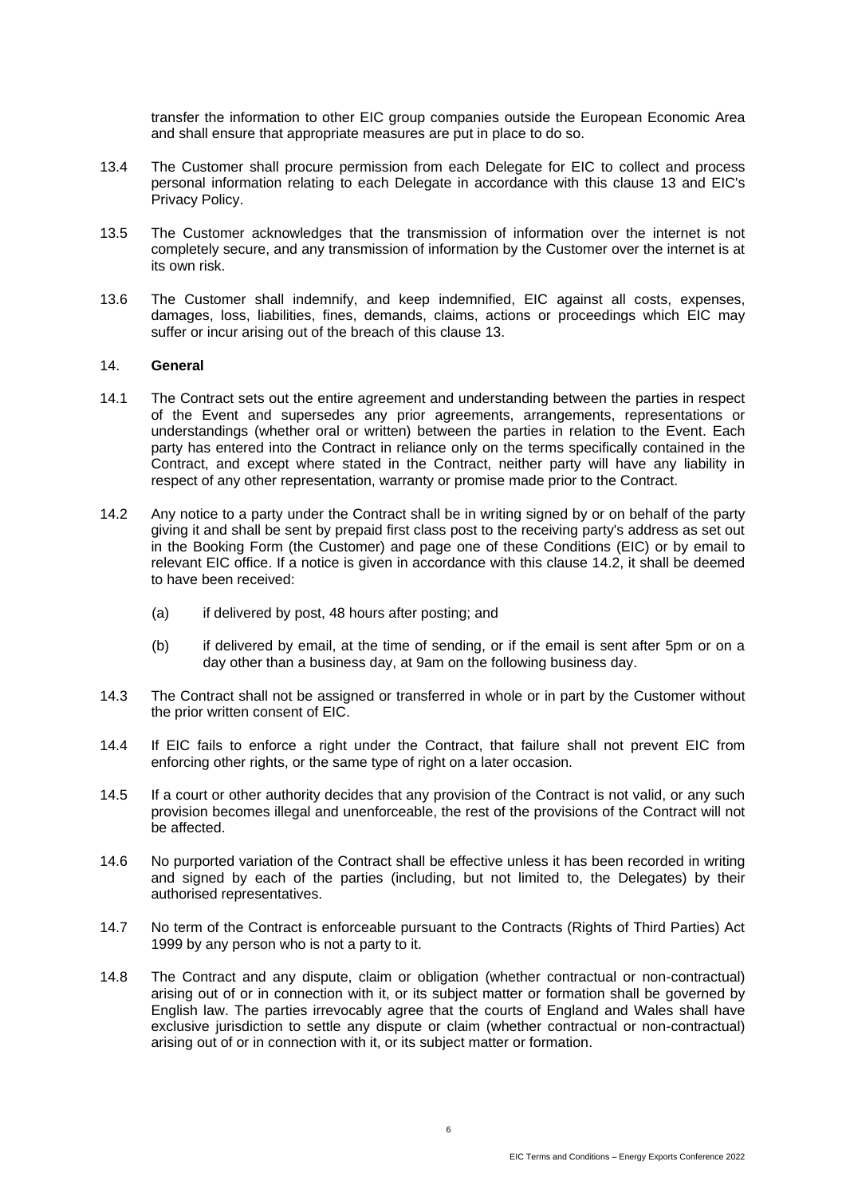transfer the information to other EIC group companies outside the European Economic Area and shall ensure that appropriate measures are put in place to do so.

13.4 The Customer shall procure permission from each Delegate for EIC to collect and process personal information relating to each Delegate in accordance with this clause 13 and EIC's Privacy Policy.

13.5 The Customer acknowledges that the transmission of information over the internet is not completely secure, and any transmission of information by the Customer over the internet is at its own risk.

13.6 The Customer shall indemnify, and keep indemnified, EIC against all costs, expenses, damages, loss, liabilities, fines, demands, claims, actions or proceedings which EIC may suffer or incur arising out of the breach of this clause 13.

## 14. **General**

14.1 The Contract sets out the entire agreement and understanding between the parties in respect of the Event and supersedes any prior agreements, arrangements, representations or understandings (whether oral or written) between the parties in relation to the Event. Each party has entered into the Contract in reliance only on the terms specifically contained in the Contract, and except where stated in the Contract, neither party will have any liability in respect of any other representation, warranty or promise made prior to the Contract.

14.2 Any notice to a party under the Contract shall be in writing signed by or on behalf of the party giving it and shall be sent by prepaid first class post to the receiving party's address as set out in the Booking Form (the Customer) and page one of these Conditions (EIC) or by email to relevant EIC office. If a notice is given in accordance with this clause 14.2, it shall be deemed to have been received:

(a) if delivered by post, 48 hours after posting; and

(b) if delivered by email, at the time of sending, or if the email is sent after 5pm or on a day other than a business day, at 9am on the following business day.

14.3 The Contract shall not be assigned or transferred in whole or in part by the Customer without the prior written consent of EIC.

14.4 If EIC fails to enforce a right under the Contract, that failure shall not prevent EIC from enforcing other rights, or the same type of right on a later occasion.

14.5 If a court or other authority decides that any provision of the Contract is not valid, or any such provision becomes illegal and unenforceable, the rest of the provisions of the Contract will not be affected.

14.6 No purported variation of the Contract shall be effective unless it has been recorded in writing and signed by each of the parties (including, but not limited to, the Delegates) by their authorised representatives.

14.7 No term of the Contract is enforceable pursuant to the Contracts (Rights of Third Parties) Act 1999 by any person who is not a party to it.

14.8 The Contract and any dispute, claim or obligation (whether contractual or non-contractual) arising out of or in connection with it, or its subject matter or formation shall be governed by English law. The parties irrevocably agree that the courts of England and Wales shall have exclusive jurisdiction to settle any dispute or claim (whether contractual or non-contractual) arising out of or in connection with it, or its subject matter or formation.